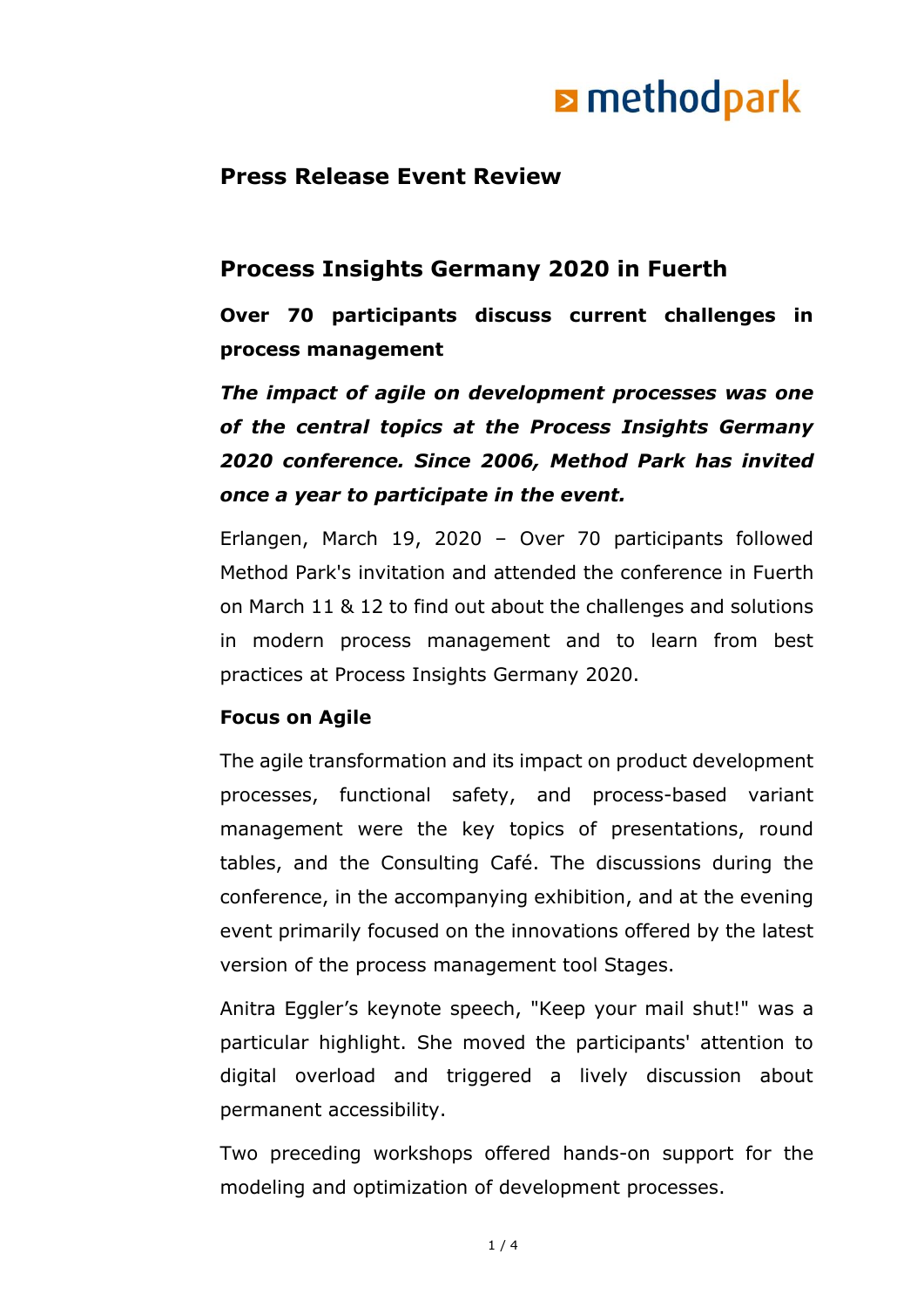methodpark

## Press Release Event Review

# Process Insights Germany 2020 in Fuerth

### Over 70 participants discuss current challenges in process management

***The impact of agile on development processes was one of the central topics at the Process Insights Germany 2020 conference. Since 2006, Method Park has invited once a year to participate in the event.***

Erlangen, March 19, 2020 – Over 70 participants followed Method Park's invitation and attended the conference in Fuerth on March 11 & 12 to find out about the challenges and solutions in modern process management and to learn from best practices at Process Insights Germany 2020.

**Focus on Agile**

The agile transformation and its impact on product development processes, functional safety, and process-based variant management were the key topics of presentations, round tables, and the Consulting Café. The discussions during the conference, in the accompanying exhibition, and at the evening event primarily focused on the innovations offered by the latest version of the process management tool Stages.

Anitra Eggler's keynote speech, "Keep your mail shut!" was a particular highlight. She moved the participants' attention to digital overload and triggered a lively discussion about permanent accessibility.

Two preceding workshops offered hands-on support for the modeling and optimization of development processes.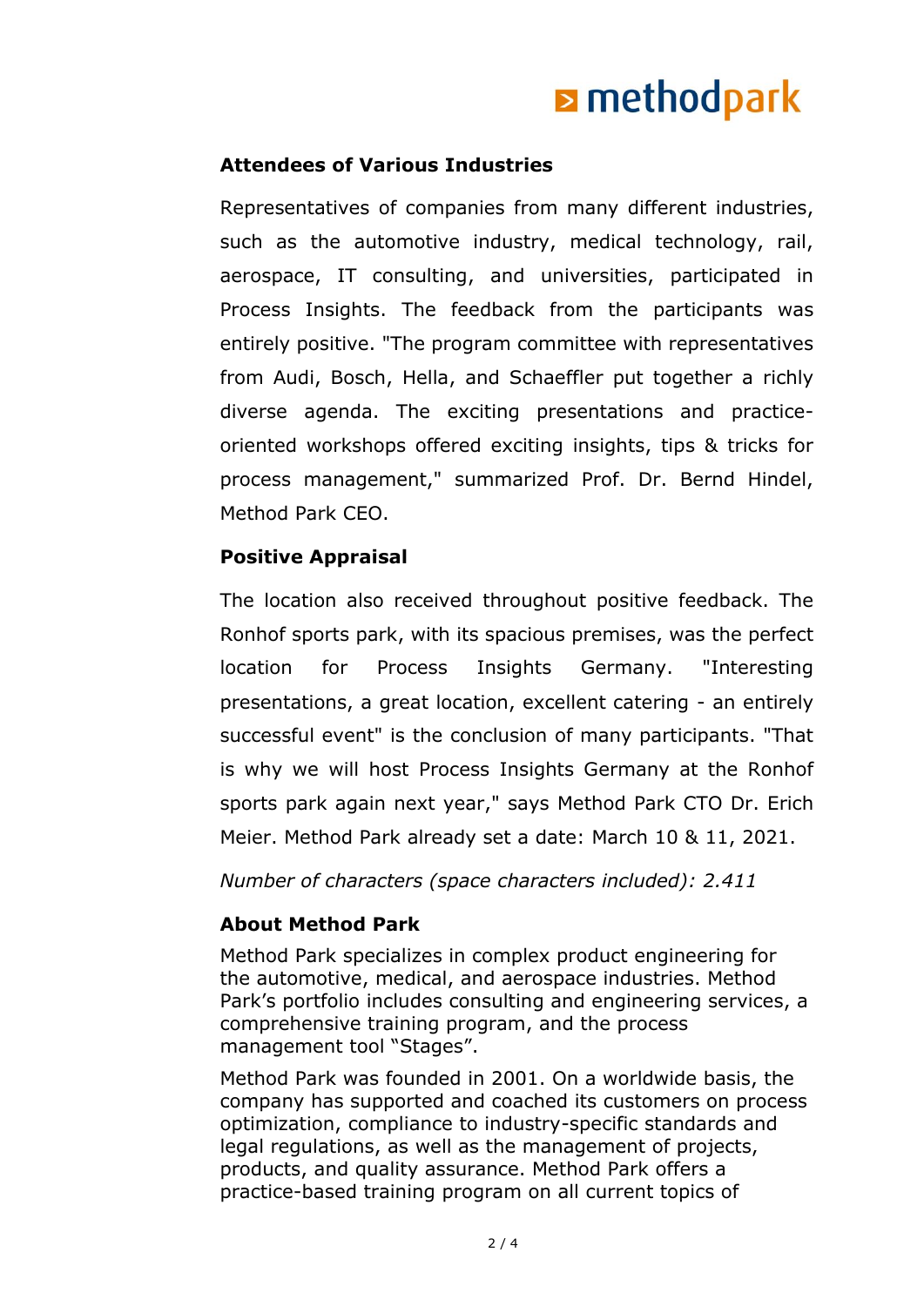## Attendees of Various Industries

Representatives of companies from many different industries, such as the automotive industry, medical technology, rail, aerospace, IT consulting, and universities, participated in Process Insights. The feedback from the participants was entirely positive. "The program committee with representatives from Audi, Bosch, Hella, and Schaeffler put together a richly diverse agenda. The exciting presentations and practice-oriented workshops offered exciting insights, tips & tricks for process management," summarized Prof. Dr. Bernd Hindel, Method Park CEO.

## Positive Appraisal

The location also received throughout positive feedback. The Ronhof sports park, with its spacious premises, was the perfect location for Process Insights Germany. "Interesting presentations, a great location, excellent catering - an entirely successful event" is the conclusion of many participants. "That is why we will host Process Insights Germany at the Ronhof sports park again next year," says Method Park CTO Dr. Erich Meier. Method Park already set a date: March 10 & 11, 2021.

*Number of characters (space characters included): 2.411*

## About Method Park

Method Park specializes in complex product engineering for the automotive, medical, and aerospace industries. Method Park's portfolio includes consulting and engineering services, a comprehensive training program, and the process management tool "Stages".

Method Park was founded in 2001. On a worldwide basis, the company has supported and coached its customers on process optimization, compliance to industry-specific standards and legal regulations, as well as the management of projects, products, and quality assurance. Method Park offers a practice-based training program on all current topics of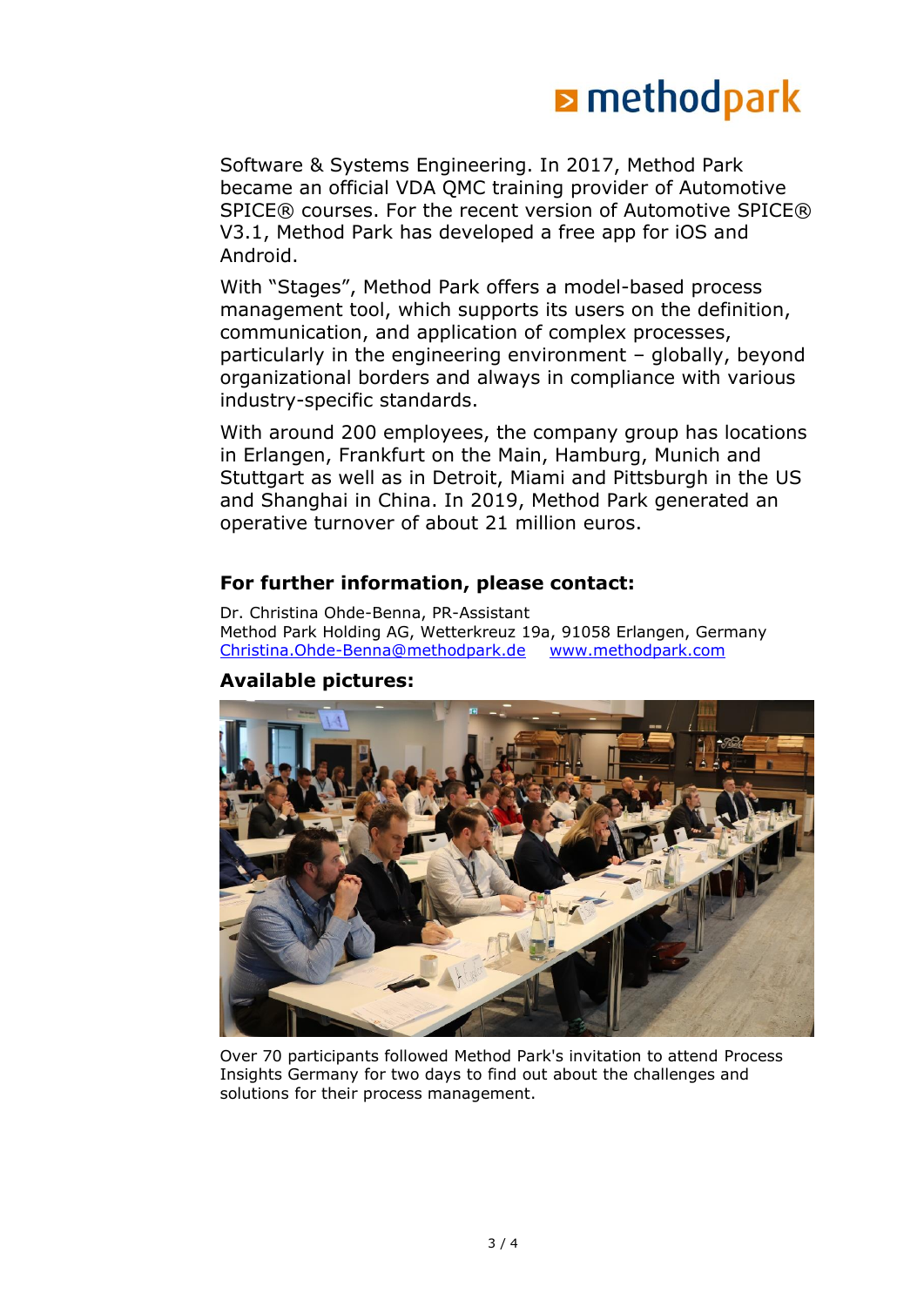Software & Systems Engineering. In 2017, Method Park became an official VDA QMC training provider of Automotive SPICE® courses. For the recent version of Automotive SPICE® V3.1, Method Park has developed a free app for iOS and Android.

With "Stages", Method Park offers a model-based process management tool, which supports its users on the definition, communication, and application of complex processes, particularly in the engineering environment – globally, beyond organizational borders and always in compliance with various industry-specific standards.

With around 200 employees, the company group has locations in Erlangen, Frankfurt on the Main, Hamburg, Munich and Stuttgart as well as in Detroit, Miami and Pittsburgh in the US and Shanghai in China. In 2019, Method Park generated an operative turnover of about 21 million euros.

### For further information, please contact:

Dr. Christina Ohde-Benna, PR-Assistant
Method Park Holding AG, Wetterkreuz 19a, 91058 Erlangen, Germany
Christina.Ohde-Benna@methodpark.de  www.methodpark.com

### Available pictures:

Over 70 participants followed Method Park's invitation to attend Process Insights Germany for two days to find out about the challenges and solutions for their process management.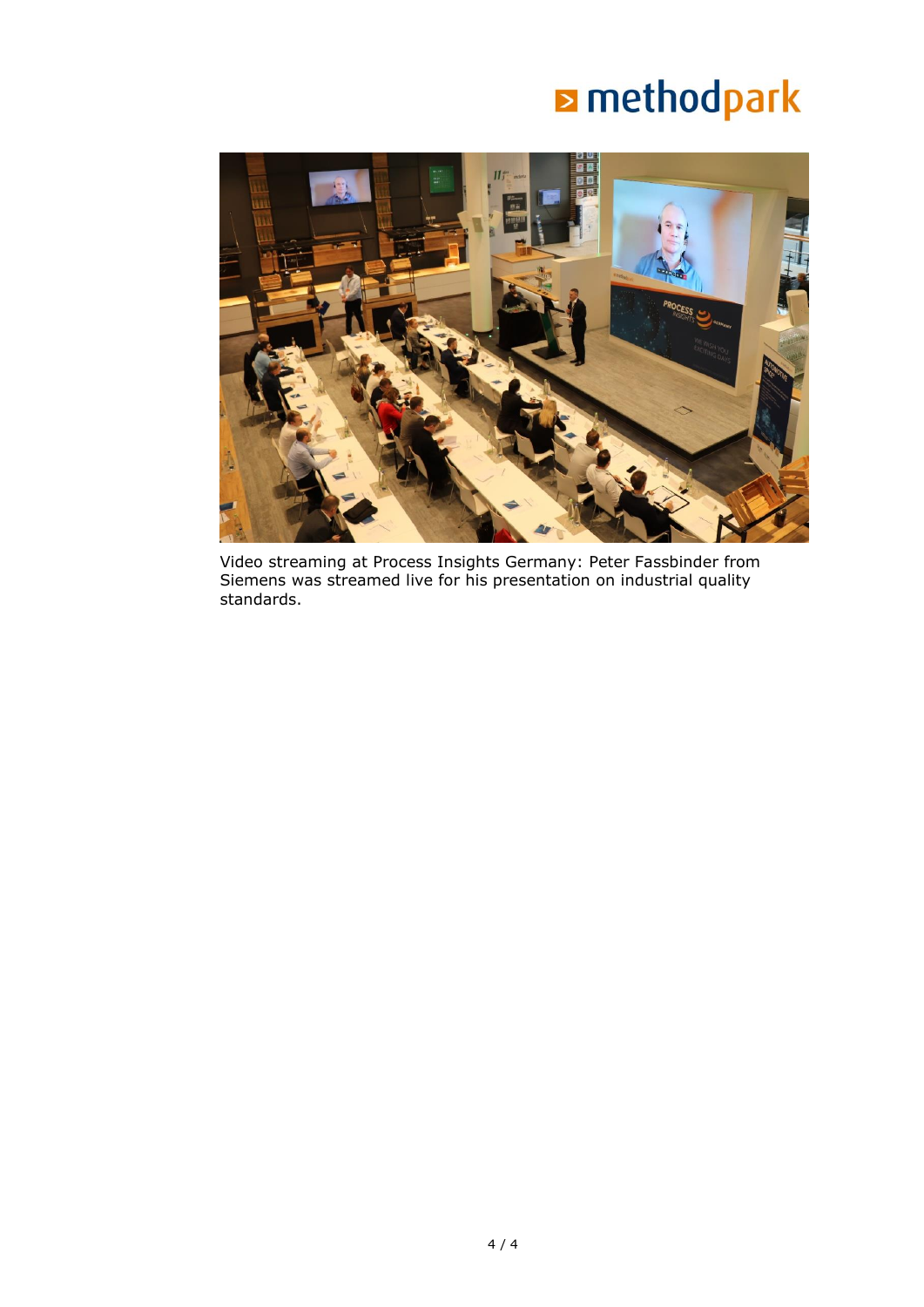Video streaming at Process Insights Germany: Peter Fassbinder from Siemens was streamed live for his presentation on industrial quality standards.